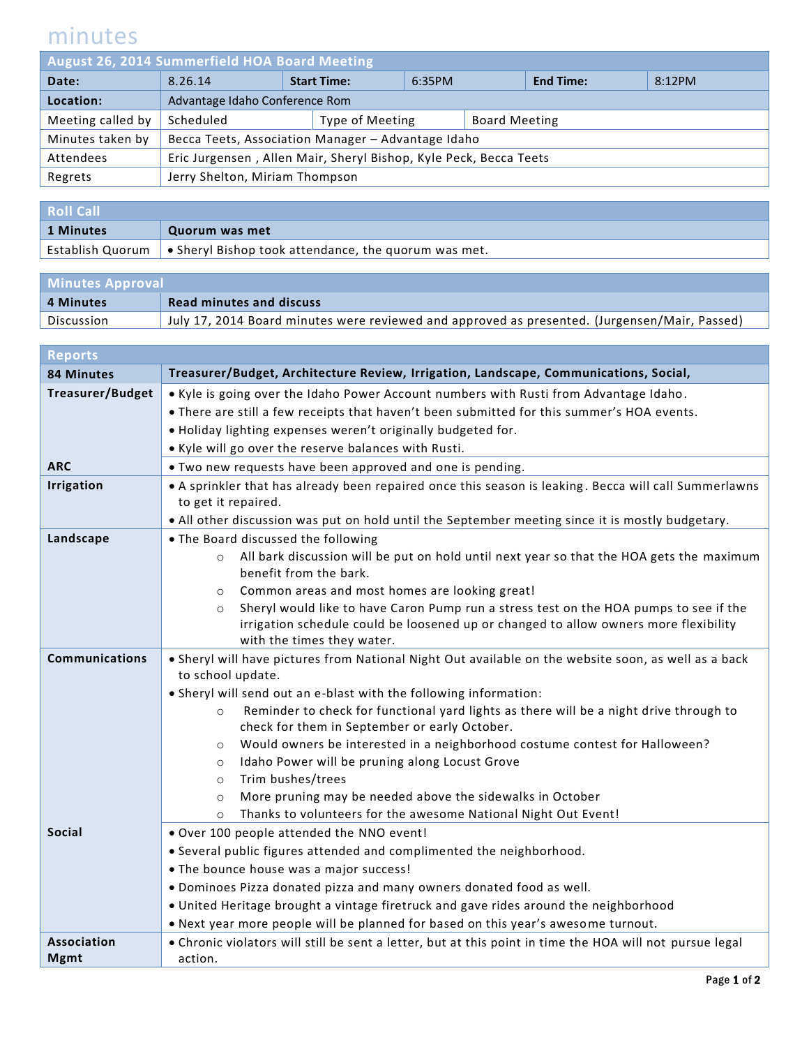# minutes

| August 26, 2014 Summerfield HOA Board Meeting | | | | | |
|---|---|---|---|---|---|
| **Date:** | 8.26.14 | **Start Time:** | 6:35PM | **End Time:** | 8:12PM |
| **Location:** | Advantage Idaho Conference Rom | | | | |
| Meeting called by | Scheduled | Type of Meeting | Board Meeting | | |
| Minutes taken by | Becca Teets, Association Manager – Advantage Idaho | | | | |
| Attendees | Eric Jurgensen , Allen Mair, Sheryl Bishop, Kyle Peck, Becca Teets | | | | |
| Regrets | Jerry Shelton, Miriam Thompson | | | | |

## Roll Call

| 1 Minutes | Quorum was met |
|---|---|
| Establish Quorum | • Sheryl Bishop took attendance, the quorum was met. |

## Minutes Approval

| 4 Minutes | Read minutes and discuss |
|---|---|
| Discussion | July 17, 2014 Board minutes were reviewed and approved as presented. (Jurgensen/Mair, Passed) |

## Reports

**84 Minutes** — **Treasurer/Budget, Architecture Review, Irrigation, Landscape, Communications, Social,**

**Treasurer/Budget**

- Kyle is going over the Idaho Power Account numbers with Rusti from Advantage Idaho.
- There are still a few receipts that haven't been submitted for this summer's HOA events.
- Holiday lighting expenses weren't originally budgeted for.
- Kyle will go over the reserve balances with Rusti.

**ARC**

- Two new requests have been approved and one is pending.

**Irrigation**

- A sprinkler that has already been repaired once this season is leaking. Becca will call Summerlawns to get it repaired.
- All other discussion was put on hold until the September meeting since it is mostly budgetary.

**Landscape**

- The Board discussed the following
  - All bark discussion will be put on hold until next year so that the HOA gets the maximum benefit from the bark.
  - Common areas and most homes are looking great!
  - Sheryl would like to have Caron Pump run a stress test on the HOA pumps to see if the irrigation schedule could be loosened up or changed to allow owners more flexibility with the times they water.

**Communications**

- Sheryl will have pictures from National Night Out available on the website soon, as well as a back to school update.
- Sheryl will send out an e-blast with the following information:
  - Reminder to check for functional yard lights as there will be a night drive through to check for them in September or early October.
  - Would owners be interested in a neighborhood costume contest for Halloween?
  - Idaho Power will be pruning along Locust Grove
  - Trim bushes/trees
  - More pruning may be needed above the sidewalks in October
  - Thanks to volunteers for the awesome National Night Out Event!

**Social**

- Over 100 people attended the NNO event!
- Several public figures attended and complimented the neighborhood.
- The bounce house was a major success!
- Dominoes Pizza donated pizza and many owners donated food as well.
- United Heritage brought a vintage firetruck and gave rides around the neighborhood
- Next year more people will be planned for based on this year's awesome turnout.

**Association Mgmt**

- Chronic violators will still be sent a letter, but at this point in time the HOA will not pursue legal action.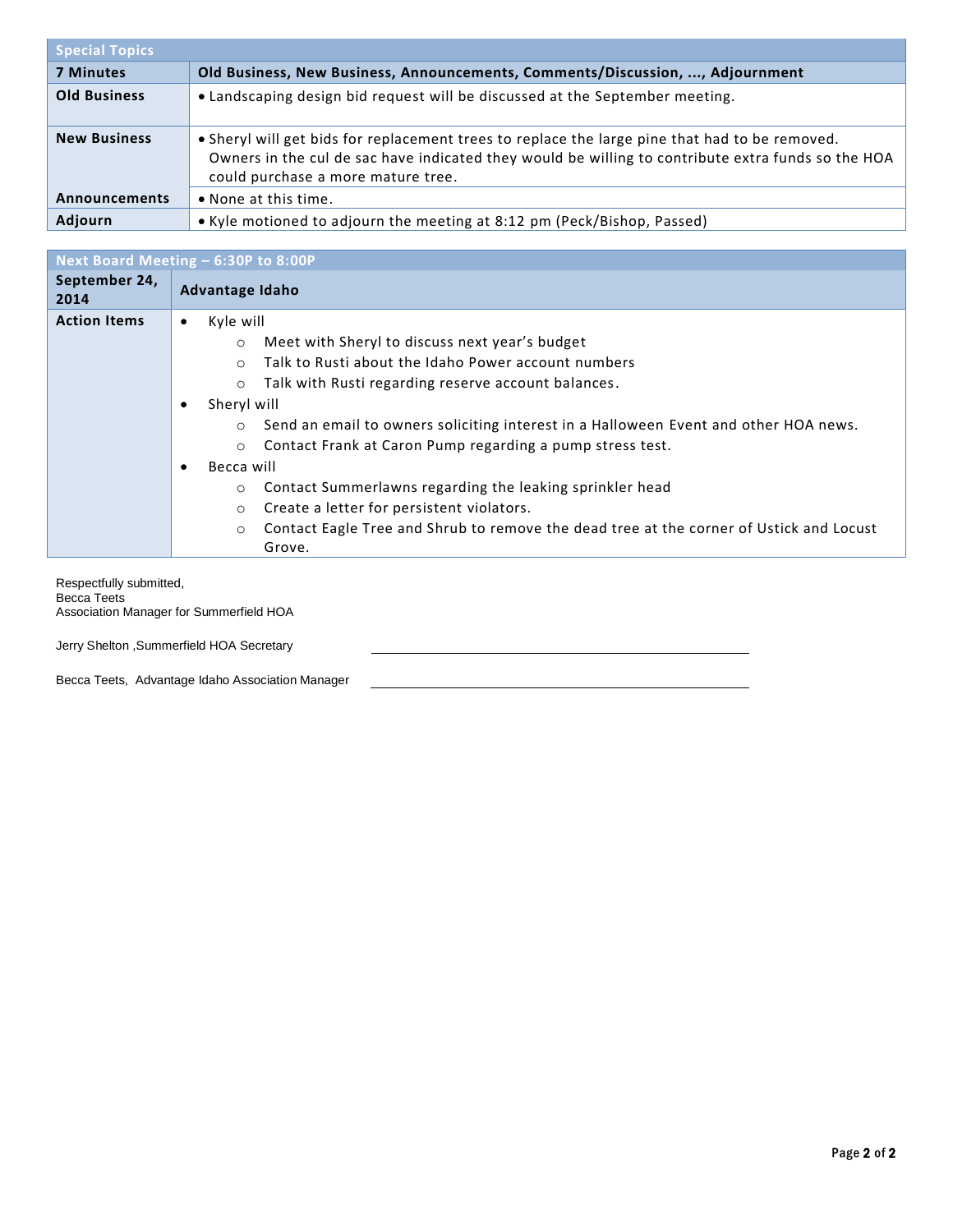| Special Topics | |
|---|---|
| **7 Minutes** | **Old Business, New Business, Announcements, Comments/Discussion, ..., Adjournment** |
| **Old Business** | • Landscaping design bid request will be discussed at the September meeting. |
| **New Business** | • Sheryl will get bids for replacement trees to replace the large pine that had to be removed. Owners in the cul de sac have indicated they would be willing to contribute extra funds so the HOA could purchase a more mature tree. |
| **Announcements** | • None at this time. |
| **Adjourn** | • Kyle motioned to adjourn the meeting at 8:12 pm (Peck/Bishop, Passed) |

| Next Board Meeting – 6:30P to 8:00P | |
|---|---|
| **September 24, 2014** | **Advantage Idaho** |
| **Action Items** | • Kyle will<br>  ○ Meet with Sheryl to discuss next year's budget<br>  ○ Talk to Rusti about the Idaho Power account numbers<br>  ○ Talk with Rusti regarding reserve account balances.<br>• Sheryl will<br>  ○ Send an email to owners soliciting interest in a Halloween Event and other HOA news.<br>  ○ Contact Frank at Caron Pump regarding a pump stress test.<br>• Becca will<br>  ○ Contact Summerlawns regarding the leaking sprinkler head<br>  ○ Create a letter for persistent violators.<br>  ○ Contact Eagle Tree and Shrub to remove the dead tree at the corner of Ustick and Locust Grove. |

Respectfully submitted,
Becca Teets
Association Manager for Summerfield HOA

Jerry Shelton ,Summerfield HOA Secretary ______________________________

Becca Teets, Advantage Idaho Association Manager ______________________________